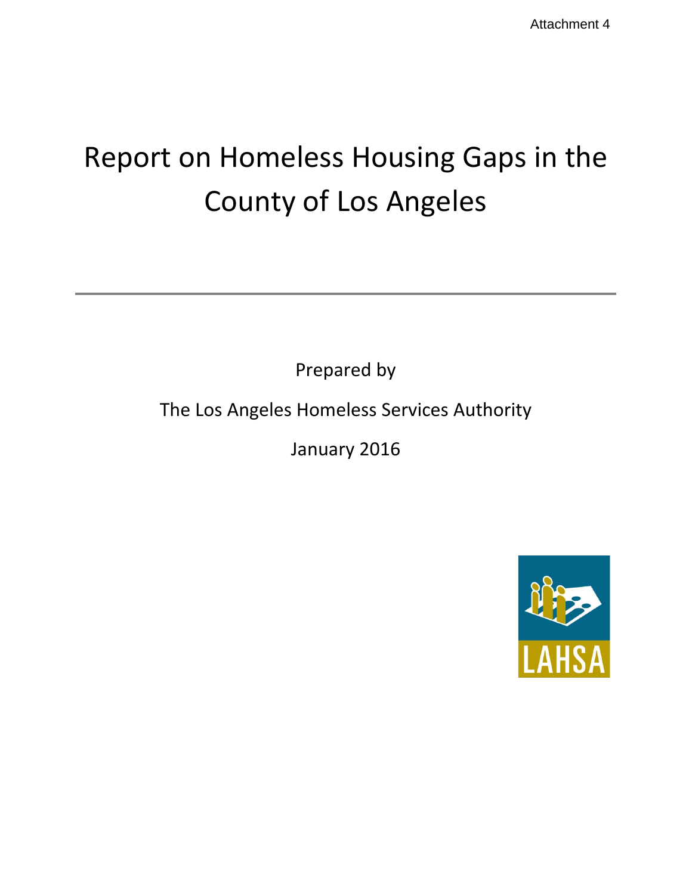Attachment 4

# Report on Homeless Housing Gaps in the County of Los Angeles

---

Prepared by

The Los Angeles Homeless Services Authority

January 2016

LAHSA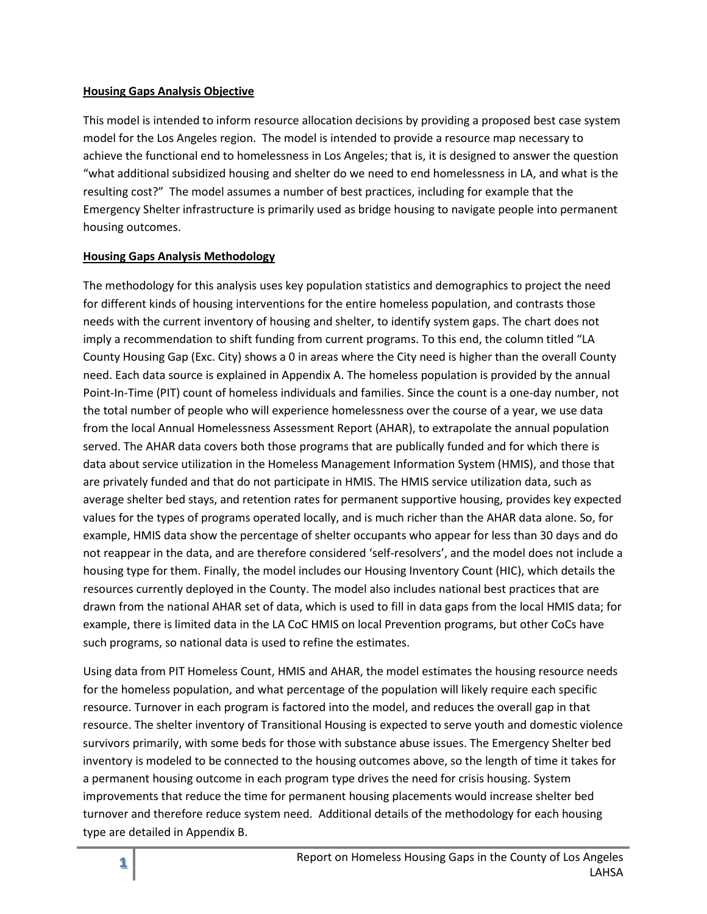**Housing Gaps Analysis Objective**

This model is intended to inform resource allocation decisions by providing a proposed best case system model for the Los Angeles region. The model is intended to provide a resource map necessary to achieve the functional end to homelessness in Los Angeles; that is, it is designed to answer the question "what additional subsidized housing and shelter do we need to end homelessness in LA, and what is the resulting cost?" The model assumes a number of best practices, including for example that the Emergency Shelter infrastructure is primarily used as bridge housing to navigate people into permanent housing outcomes.

**Housing Gaps Analysis Methodology**

The methodology for this analysis uses key population statistics and demographics to project the need for different kinds of housing interventions for the entire homeless population, and contrasts those needs with the current inventory of housing and shelter, to identify system gaps. The chart does not imply a recommendation to shift funding from current programs. To this end, the column titled "LA County Housing Gap (Exc. City) shows a 0 in areas where the City need is higher than the overall County need. Each data source is explained in Appendix A. The homeless population is provided by the annual Point-In-Time (PIT) count of homeless individuals and families. Since the count is a one-day number, not the total number of people who will experience homelessness over the course of a year, we use data from the local Annual Homelessness Assessment Report (AHAR), to extrapolate the annual population served. The AHAR data covers both those programs that are publically funded and for which there is data about service utilization in the Homeless Management Information System (HMIS), and those that are privately funded and that do not participate in HMIS. The HMIS service utilization data, such as average shelter bed stays, and retention rates for permanent supportive housing, provides key expected values for the types of programs operated locally, and is much richer than the AHAR data alone. So, for example, HMIS data show the percentage of shelter occupants who appear for less than 30 days and do not reappear in the data, and are therefore considered 'self-resolvers', and the model does not include a housing type for them. Finally, the model includes our Housing Inventory Count (HIC), which details the resources currently deployed in the County. The model also includes national best practices that are drawn from the national AHAR set of data, which is used to fill in data gaps from the local HMIS data; for example, there is limited data in the LA CoC HMIS on local Prevention programs, but other CoCs have such programs, so national data is used to refine the estimates.

Using data from PIT Homeless Count, HMIS and AHAR, the model estimates the housing resource needs for the homeless population, and what percentage of the population will likely require each specific resource. Turnover in each program is factored into the model, and reduces the overall gap in that resource. The shelter inventory of Transitional Housing is expected to serve youth and domestic violence survivors primarily, with some beds for those with substance abuse issues. The Emergency Shelter bed inventory is modeled to be connected to the housing outcomes above, so the length of time it takes for a permanent housing outcome in each program type drives the need for crisis housing. System improvements that reduce the time for permanent housing placements would increase shelter bed turnover and therefore reduce system need. Additional details of the methodology for each housing type are detailed in Appendix B.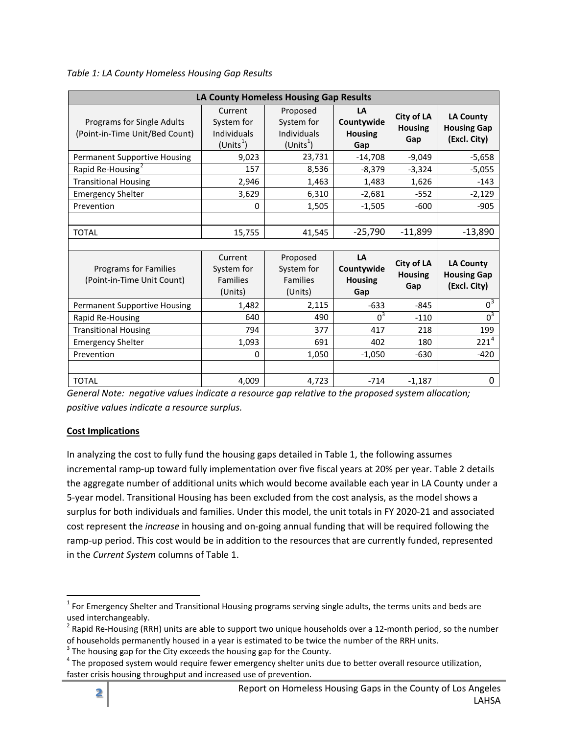*Table 1: LA County Homeless Housing Gap Results*

| LA County Homeless Housing Gap Results | | | | | |
|---|---|---|---|---|---|
| Programs for Single Adults (Point-in-Time Unit/Bed Count) | Current System for Individuals (Units[1]) | Proposed System for Individuals (Units[1]) | **LA Countywide Housing Gap** | **City of LA Housing Gap** | **LA County Housing Gap (Excl. City)** |
| Permanent Supportive Housing | 9,023 | 23,731 | -14,708 | -9,049 | -5,658 |
| Rapid Re-Housing[2] | 157 | 8,536 | -8,379 | -3,324 | -5,055 |
| Transitional Housing | 2,946 | 1,463 | 1,483 | 1,626 | -143 |
| Emergency Shelter | 3,629 | 6,310 | -2,681 | -552 | -2,129 |
| Prevention | 0 | 1,505 | -1,505 | -600 | -905 |
| | | | | | |
| TOTAL | 15,755 | 41,545 | -25,790 | -11,899 | -13,890 |
| | | | | | |
| Programs for Families (Point-in-Time Unit Count) | Current System for Families (Units) | Proposed System for Families (Units) | **LA Countywide Housing Gap** | **City of LA Housing Gap** | **LA County Housing Gap (Excl. City)** |
| Permanent Supportive Housing | 1,482 | 2,115 | -633 | -845 | 0[3] |
| Rapid Re-Housing | 640 | 490 | 0[3] | -110 | 0[3] |
| Transitional Housing | 794 | 377 | 417 | 218 | 199 |
| Emergency Shelter | 1,093 | 691 | 402 | 180 | 221[4] |
| Prevention | 0 | 1,050 | -1,050 | -630 | -420 |
| | | | | | |
| TOTAL | 4,009 | 4,723 | -714 | -1,187 | 0 |

*General Note: negative values indicate a resource gap relative to the proposed system allocation; positive values indicate a resource surplus.*

## **Cost Implications**

In analyzing the cost to fully fund the housing gaps detailed in Table 1, the following assumes incremental ramp-up toward fully implementation over five fiscal years at 20% per year. Table 2 details the aggregate number of additional units which would become available each year in LA County under a 5-year model. Transitional Housing has been excluded from the cost analysis, as the model shows a surplus for both individuals and families. Under this model, the unit totals in FY 2020-21 and associated cost represent the *increase* in housing and on-going annual funding that will be required following the ramp-up period. This cost would be in addition to the resources that are currently funded, represented in the *Current System* columns of Table 1.

---

[1] For Emergency Shelter and Transitional Housing programs serving single adults, the terms units and beds are used interchangeably.

[2] Rapid Re-Housing (RRH) units are able to support two unique households over a 12-month period, so the number of households permanently housed in a year is estimated to be twice the number of the RRH units.

[3] The housing gap for the City exceeds the housing gap for the County.

[4] The proposed system would require fewer emergency shelter units due to better overall resource utilization, faster crisis housing throughput and increased use of prevention.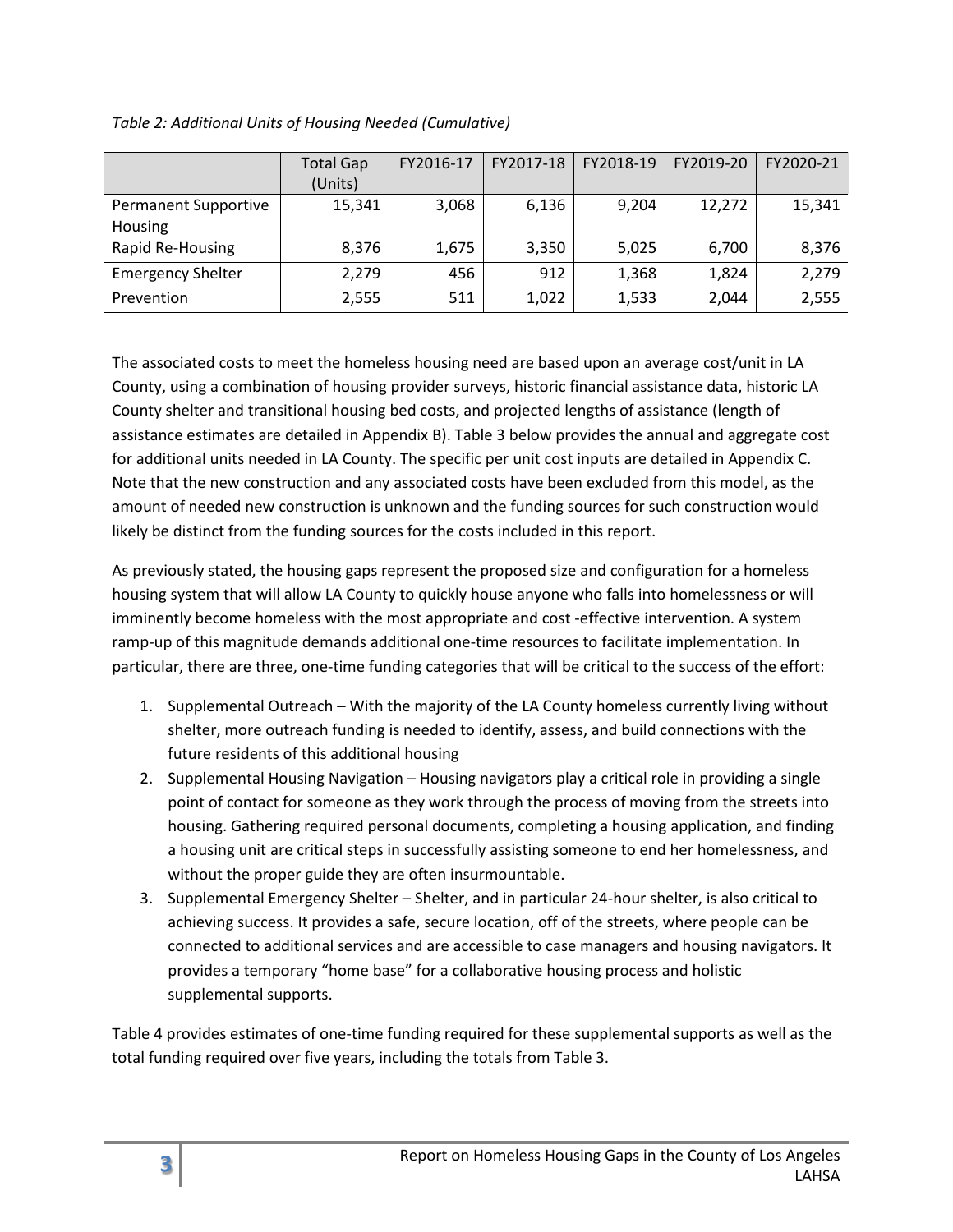*Table 2: Additional Units of Housing Needed (Cumulative)*

| | Total Gap (Units) | FY2016-17 | FY2017-18 | FY2018-19 | FY2019-20 | FY2020-21 |
|---|---|---|---|---|---|---|
| Permanent Supportive Housing | 15,341 | 3,068 | 6,136 | 9,204 | 12,272 | 15,341 |
| Rapid Re-Housing | 8,376 | 1,675 | 3,350 | 5,025 | 6,700 | 8,376 |
| Emergency Shelter | 2,279 | 456 | 912 | 1,368 | 1,824 | 2,279 |
| Prevention | 2,555 | 511 | 1,022 | 1,533 | 2,044 | 2,555 |

The associated costs to meet the homeless housing need are based upon an average cost/unit in LA County, using a combination of housing provider surveys, historic financial assistance data, historic LA County shelter and transitional housing bed costs, and projected lengths of assistance (length of assistance estimates are detailed in Appendix B). Table 3 below provides the annual and aggregate cost for additional units needed in LA County. The specific per unit cost inputs are detailed in Appendix C. Note that the new construction and any associated costs have been excluded from this model, as the amount of needed new construction is unknown and the funding sources for such construction would likely be distinct from the funding sources for the costs included in this report.

As previously stated, the housing gaps represent the proposed size and configuration for a homeless housing system that will allow LA County to quickly house anyone who falls into homelessness or will imminently become homeless with the most appropriate and cost -effective intervention. A system ramp-up of this magnitude demands additional one-time resources to facilitate implementation. In particular, there are three, one-time funding categories that will be critical to the success of the effort:

1. Supplemental Outreach – With the majority of the LA County homeless currently living without shelter, more outreach funding is needed to identify, assess, and build connections with the future residents of this additional housing
2. Supplemental Housing Navigation – Housing navigators play a critical role in providing a single point of contact for someone as they work through the process of moving from the streets into housing. Gathering required personal documents, completing a housing application, and finding a housing unit are critical steps in successfully assisting someone to end her homelessness, and without the proper guide they are often insurmountable.
3. Supplemental Emergency Shelter – Shelter, and in particular 24-hour shelter, is also critical to achieving success. It provides a safe, secure location, off of the streets, where people can be connected to additional services and are accessible to case managers and housing navigators. It provides a temporary "home base" for a collaborative housing process and holistic supplemental supports.

Table 4 provides estimates of one-time funding required for these supplemental supports as well as the total funding required over five years, including the totals from Table 3.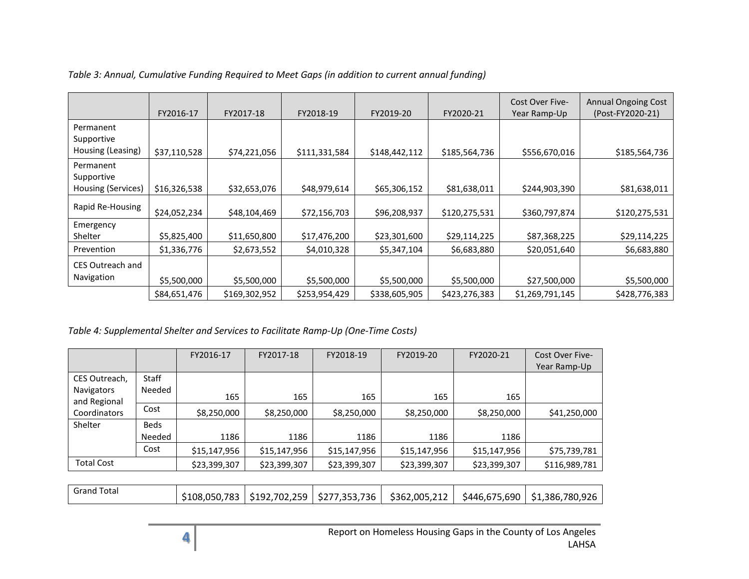*Table 3: Annual, Cumulative Funding Required to Meet Gaps (in addition to current annual funding)*

| | FY2016-17 | FY2017-18 | FY2018-19 | FY2019-20 | FY2020-21 | Cost Over Five-Year Ramp-Up | Annual Ongoing Cost (Post-FY2020-21) |
|---|---|---|---|---|---|---|---|
| Permanent Supportive Housing (Leasing) | $37,110,528 | $74,221,056 | $111,331,584 | $148,442,112 | $185,564,736 | $556,670,016 | $185,564,736 |
| Permanent Supportive Housing (Services) | $16,326,538 | $32,653,076 | $48,979,614 | $65,306,152 | $81,638,011 | $244,903,390 | $81,638,011 |
| Rapid Re-Housing | $24,052,234 | $48,104,469 | $72,156,703 | $96,208,937 | $120,275,531 | $360,797,874 | $120,275,531 |
| Emergency Shelter | $5,825,400 | $11,650,800 | $17,476,200 | $23,301,600 | $29,114,225 | $87,368,225 | $29,114,225 |
| Prevention | $1,336,776 | $2,673,552 | $4,010,328 | $5,347,104 | $6,683,880 | $20,051,640 | $6,683,880 |
| CES Outreach and Navigation | $5,500,000 | $5,500,000 | $5,500,000 | $5,500,000 | $5,500,000 | $27,500,000 | $5,500,000 |
| | $84,651,476 | $169,302,952 | $253,954,429 | $338,605,905 | $423,276,383 | $1,269,791,145 | $428,776,383 |

*Table 4: Supplemental Shelter and Services to Facilitate Ramp-Up (One-Time Costs)*

| | | FY2016-17 | FY2017-18 | FY2018-19 | FY2019-20 | FY2020-21 | Cost Over Five-Year Ramp-Up |
|---|---|---|---|---|---|---|---|
| CES Outreach, Navigators and Regional Coordinators | Staff Needed | 165 | 165 | 165 | 165 | 165 | |
| | Cost | $8,250,000 | $8,250,000 | $8,250,000 | $8,250,000 | $8,250,000 | $41,250,000 |
| Shelter | Beds Needed | 1186 | 1186 | 1186 | 1186 | 1186 | |
| | Cost | $15,147,956 | $15,147,956 | $15,147,956 | $15,147,956 | $15,147,956 | $75,739,781 |
| Total Cost | | $23,399,307 | $23,399,307 | $23,399,307 | $23,399,307 | $23,399,307 | $116,989,781 |

| Grand Total | $108,050,783 | $192,702,259 | $277,353,736 | $362,005,212 | $446,675,690 | $1,386,780,926 |
|---|---|---|---|---|---|---|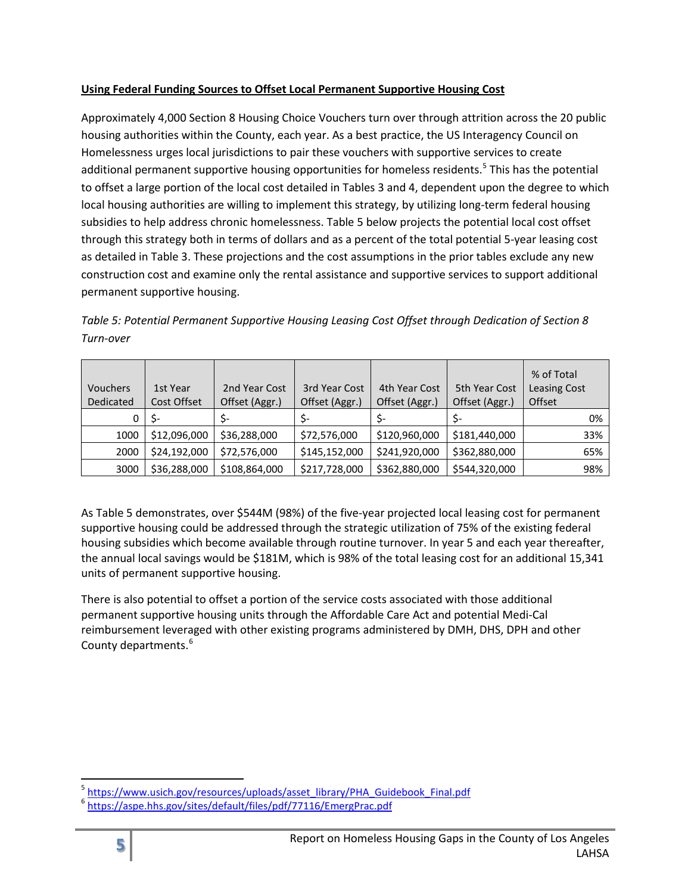**Using Federal Funding Sources to Offset Local Permanent Supportive Housing Cost**

Approximately 4,000 Section 8 Housing Choice Vouchers turn over through attrition across the 20 public housing authorities within the County, each year. As a best practice, the US Interagency Council on Homelessness urges local jurisdictions to pair these vouchers with supportive services to create additional permanent supportive housing opportunities for homeless residents.[5] This has the potential to offset a large portion of the local cost detailed in Tables 3 and 4, dependent upon the degree to which local housing authorities are willing to implement this strategy, by utilizing long-term federal housing subsidies to help address chronic homelessness. Table 5 below projects the potential local cost offset through this strategy both in terms of dollars and as a percent of the total potential 5-year leasing cost as detailed in Table 3. These projections and the cost assumptions in the prior tables exclude any new construction cost and examine only the rental assistance and supportive services to support additional permanent supportive housing.

*Table 5: Potential Permanent Supportive Housing Leasing Cost Offset through Dedication of Section 8 Turn-over*

| Vouchers Dedicated | 1st Year Cost Offset | 2nd Year Cost Offset (Aggr.) | 3rd Year Cost Offset (Aggr.) | 4th Year Cost Offset (Aggr.) | 5th Year Cost Offset (Aggr.) | % of Total Leasing Cost Offset |
|---|---|---|---|---|---|---|
| 0 | $- | $- | $- | $- | $- | 0% |
| 1000 | $12,096,000 | $36,288,000 | $72,576,000 | $120,960,000 | $181,440,000 | 33% |
| 2000 | $24,192,000 | $72,576,000 | $145,152,000 | $241,920,000 | $362,880,000 | 65% |
| 3000 | $36,288,000 | $108,864,000 | $217,728,000 | $362,880,000 | $544,320,000 | 98% |

As Table 5 demonstrates, over $544M (98%) of the five-year projected local leasing cost for permanent supportive housing could be addressed through the strategic utilization of 75% of the existing federal housing subsidies which become available through routine turnover. In year 5 and each year thereafter, the annual local savings would be $181M, which is 98% of the total leasing cost for an additional 15,341 units of permanent supportive housing.

There is also potential to offset a portion of the service costs associated with those additional permanent supportive housing units through the Affordable Care Act and potential Medi-Cal reimbursement leveraged with other existing programs administered by DMH, DHS, DPH and other County departments.[6]

[5] https://www.usich.gov/resources/uploads/asset_library/PHA_Guidebook_Final.pdf

[6] https://aspe.hhs.gov/sites/default/files/pdf/77116/EmergPrac.pdf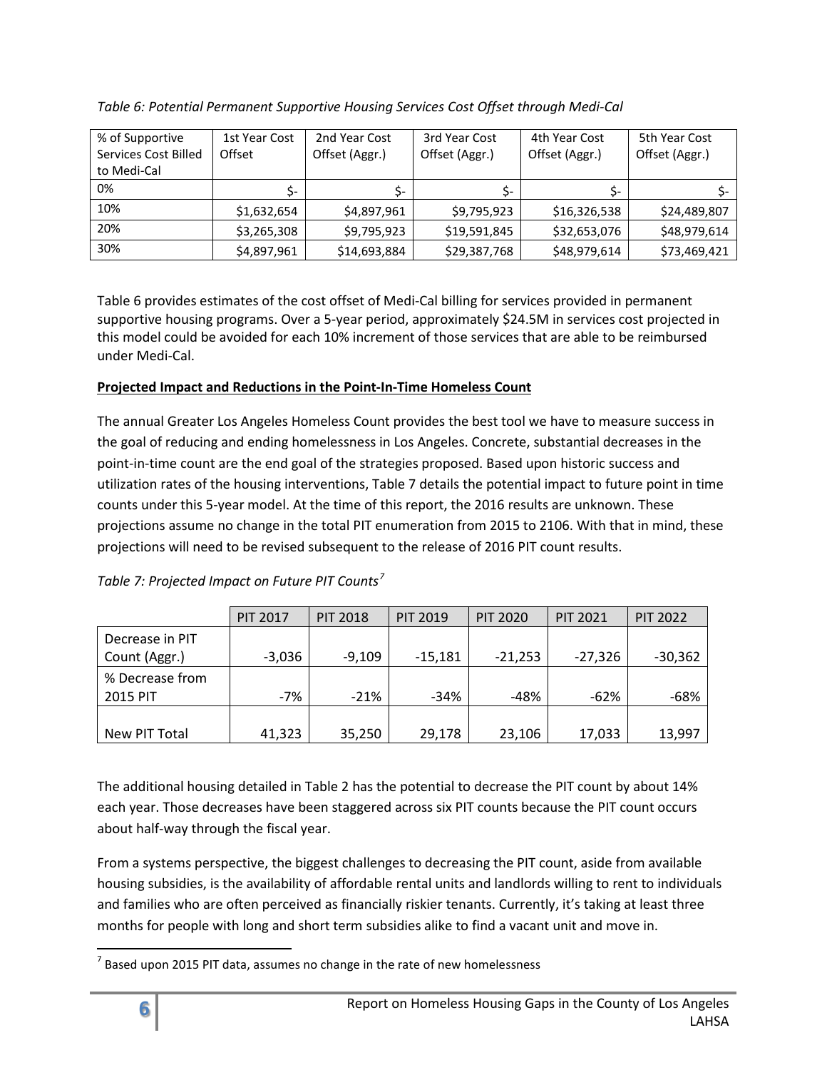*Table 6: Potential Permanent Supportive Housing Services Cost Offset through Medi-Cal*

| % of Supportive Services Cost Billed to Medi-Cal | 1st Year Cost Offset | 2nd Year Cost Offset (Aggr.) | 3rd Year Cost Offset (Aggr.) | 4th Year Cost Offset (Aggr.) | 5th Year Cost Offset (Aggr.) |
|---|---|---|---|---|---|
| 0% | $- | $- | $- | $- | $- |
| 10% | $1,632,654 | $4,897,961 | $9,795,923 | $16,326,538 | $24,489,807 |
| 20% | $3,265,308 | $9,795,923 | $19,591,845 | $32,653,076 | $48,979,614 |
| 30% | $4,897,961 | $14,693,884 | $29,387,768 | $48,979,614 | $73,469,421 |

Table 6 provides estimates of the cost offset of Medi-Cal billing for services provided in permanent supportive housing programs. Over a 5-year period, approximately $24.5M in services cost projected in this model could be avoided for each 10% increment of those services that are able to be reimbursed under Medi-Cal.

**Projected Impact and Reductions in the Point-In-Time Homeless Count**

The annual Greater Los Angeles Homeless Count provides the best tool we have to measure success in the goal of reducing and ending homelessness in Los Angeles. Concrete, substantial decreases in the point-in-time count are the end goal of the strategies proposed. Based upon historic success and utilization rates of the housing interventions, Table 7 details the potential impact to future point in time counts under this 5-year model. At the time of this report, the 2016 results are unknown. These projections assume no change in the total PIT enumeration from 2015 to 2106. With that in mind, these projections will need to be revised subsequent to the release of 2016 PIT count results.

*Table 7: Projected Impact on Future PIT Counts*[7]

| | PIT 2017 | PIT 2018 | PIT 2019 | PIT 2020 | PIT 2021 | PIT 2022 |
|---|---|---|---|---|---|---|
| Decrease in PIT Count (Aggr.) | -3,036 | -9,109 | -15,181 | -21,253 | -27,326 | -30,362 |
| % Decrease from 2015 PIT | -7% | -21% | -34% | -48% | -62% | -68% |
| New PIT Total | 41,323 | 35,250 | 29,178 | 23,106 | 17,033 | 13,997 |

The additional housing detailed in Table 2 has the potential to decrease the PIT count by about 14% each year. Those decreases have been staggered across six PIT counts because the PIT count occurs about half-way through the fiscal year.

From a systems perspective, the biggest challenges to decreasing the PIT count, aside from available housing subsidies, is the availability of affordable rental units and landlords willing to rent to individuals and families who are often perceived as financially riskier tenants. Currently, it's taking at least three months for people with long and short term subsidies alike to find a vacant unit and move in.

[7] Based upon 2015 PIT data, assumes no change in the rate of new homelessness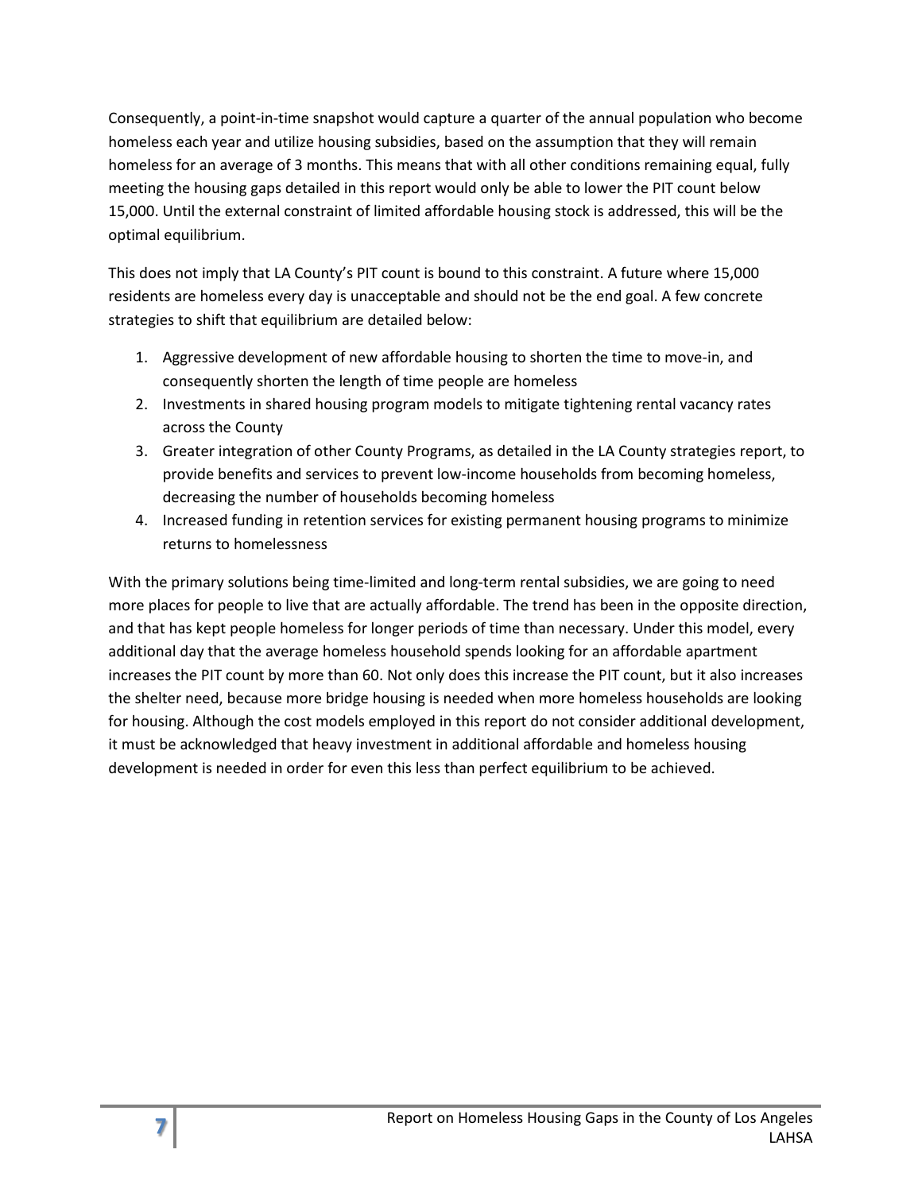Consequently, a point-in-time snapshot would capture a quarter of the annual population who become homeless each year and utilize housing subsidies, based on the assumption that they will remain homeless for an average of 3 months. This means that with all other conditions remaining equal, fully meeting the housing gaps detailed in this report would only be able to lower the PIT count below 15,000. Until the external constraint of limited affordable housing stock is addressed, this will be the optimal equilibrium.

This does not imply that LA County's PIT count is bound to this constraint. A future where 15,000 residents are homeless every day is unacceptable and should not be the end goal. A few concrete strategies to shift that equilibrium are detailed below:

1. Aggressive development of new affordable housing to shorten the time to move-in, and consequently shorten the length of time people are homeless
2. Investments in shared housing program models to mitigate tightening rental vacancy rates across the County
3. Greater integration of other County Programs, as detailed in the LA County strategies report, to provide benefits and services to prevent low-income households from becoming homeless, decreasing the number of households becoming homeless
4. Increased funding in retention services for existing permanent housing programs to minimize returns to homelessness

With the primary solutions being time-limited and long-term rental subsidies, we are going to need more places for people to live that are actually affordable. The trend has been in the opposite direction, and that has kept people homeless for longer periods of time than necessary. Under this model, every additional day that the average homeless household spends looking for an affordable apartment increases the PIT count by more than 60. Not only does this increase the PIT count, but it also increases the shelter need, because more bridge housing is needed when more homeless households are looking for housing. Although the cost models employed in this report do not consider additional development, it must be acknowledged that heavy investment in additional affordable and homeless housing development is needed in order for even this less than perfect equilibrium to be achieved.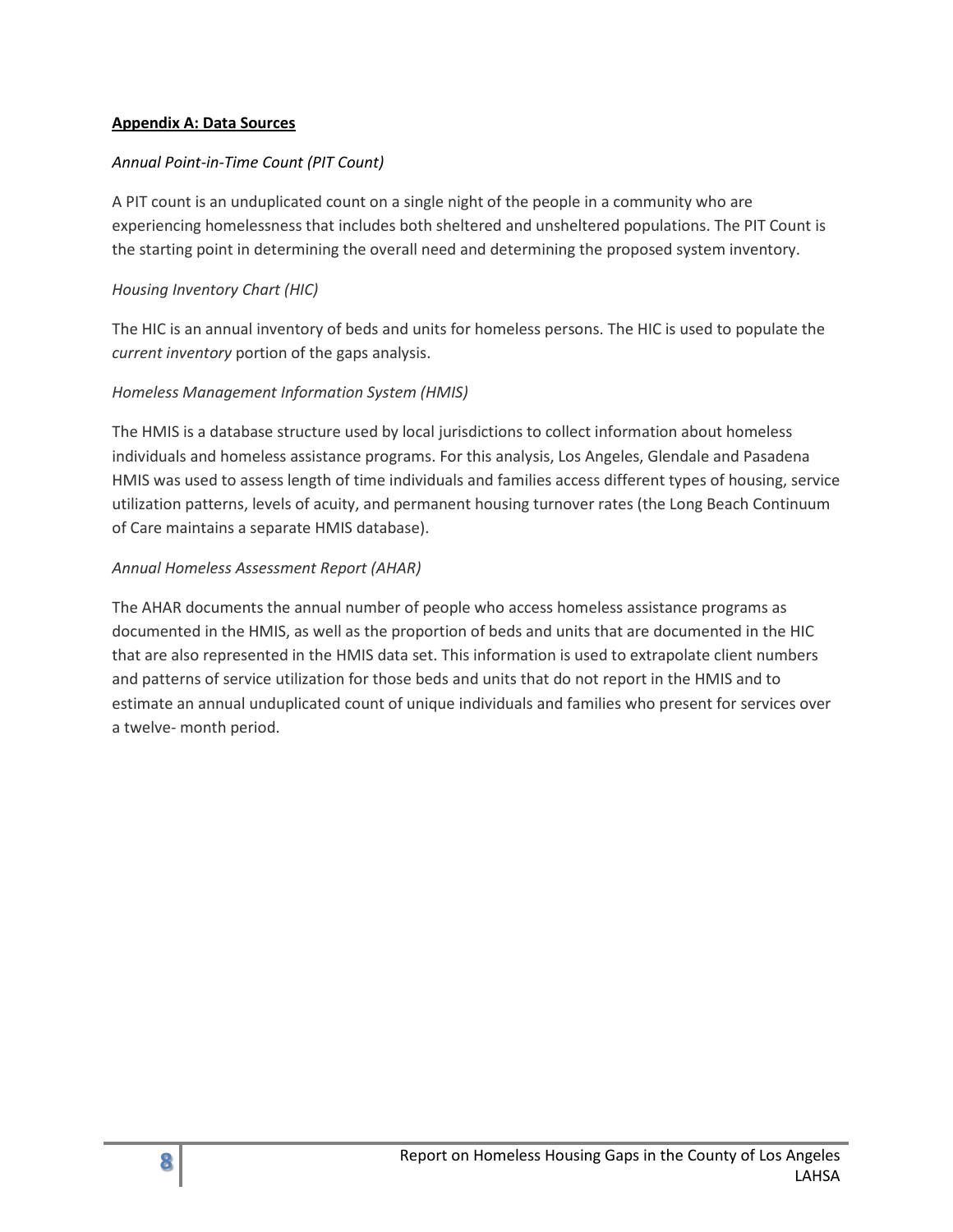## **Appendix A: Data Sources**

*Annual Point-in-Time Count (PIT Count)*

A PIT count is an unduplicated count on a single night of the people in a community who are experiencing homelessness that includes both sheltered and unsheltered populations. The PIT Count is the starting point in determining the overall need and determining the proposed system inventory.

*Housing Inventory Chart (HIC)*

The HIC is an annual inventory of beds and units for homeless persons. The HIC is used to populate the *current inventory* portion of the gaps analysis.

*Homeless Management Information System (HMIS)*

The HMIS is a database structure used by local jurisdictions to collect information about homeless individuals and homeless assistance programs. For this analysis, Los Angeles, Glendale and Pasadena HMIS was used to assess length of time individuals and families access different types of housing, service utilization patterns, levels of acuity, and permanent housing turnover rates (the Long Beach Continuum of Care maintains a separate HMIS database).

*Annual Homeless Assessment Report (AHAR)*

The AHAR documents the annual number of people who access homeless assistance programs as documented in the HMIS, as well as the proportion of beds and units that are documented in the HIC that are also represented in the HMIS data set. This information is used to extrapolate client numbers and patterns of service utilization for those beds and units that do not report in the HMIS and to estimate an annual unduplicated count of unique individuals and families who present for services over a twelve- month period.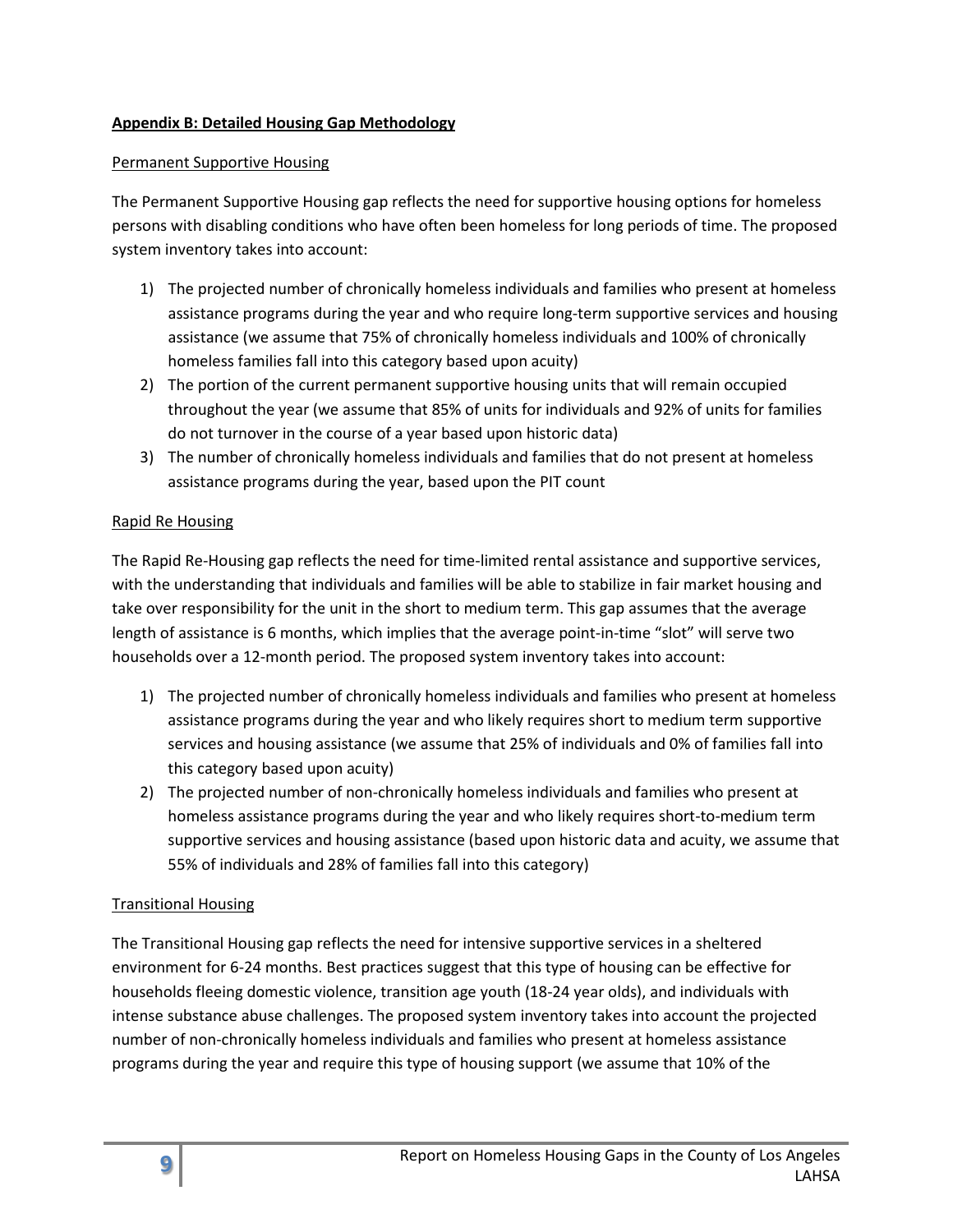**Appendix B: Detailed Housing Gap Methodology**

Permanent Supportive Housing

The Permanent Supportive Housing gap reflects the need for supportive housing options for homeless persons with disabling conditions who have often been homeless for long periods of time. The proposed system inventory takes into account:

1) The projected number of chronically homeless individuals and families who present at homeless assistance programs during the year and who require long-term supportive services and housing assistance (we assume that 75% of chronically homeless individuals and 100% of chronically homeless families fall into this category based upon acuity)
2) The portion of the current permanent supportive housing units that will remain occupied throughout the year (we assume that 85% of units for individuals and 92% of units for families do not turnover in the course of a year based upon historic data)
3) The number of chronically homeless individuals and families that do not present at homeless assistance programs during the year, based upon the PIT count

Rapid Re Housing

The Rapid Re-Housing gap reflects the need for time-limited rental assistance and supportive services, with the understanding that individuals and families will be able to stabilize in fair market housing and take over responsibility for the unit in the short to medium term. This gap assumes that the average length of assistance is 6 months, which implies that the average point-in-time "slot" will serve two households over a 12-month period. The proposed system inventory takes into account:

1) The projected number of chronically homeless individuals and families who present at homeless assistance programs during the year and who likely requires short to medium term supportive services and housing assistance (we assume that 25% of individuals and 0% of families fall into this category based upon acuity)
2) The projected number of non-chronically homeless individuals and families who present at homeless assistance programs during the year and who likely requires short-to-medium term supportive services and housing assistance (based upon historic data and acuity, we assume that 55% of individuals and 28% of families fall into this category)

Transitional Housing

The Transitional Housing gap reflects the need for intensive supportive services in a sheltered environment for 6-24 months. Best practices suggest that this type of housing can be effective for households fleeing domestic violence, transition age youth (18-24 year olds), and individuals with intense substance abuse challenges. The proposed system inventory takes into account the projected number of non-chronically homeless individuals and families who present at homeless assistance programs during the year and require this type of housing support (we assume that 10% of the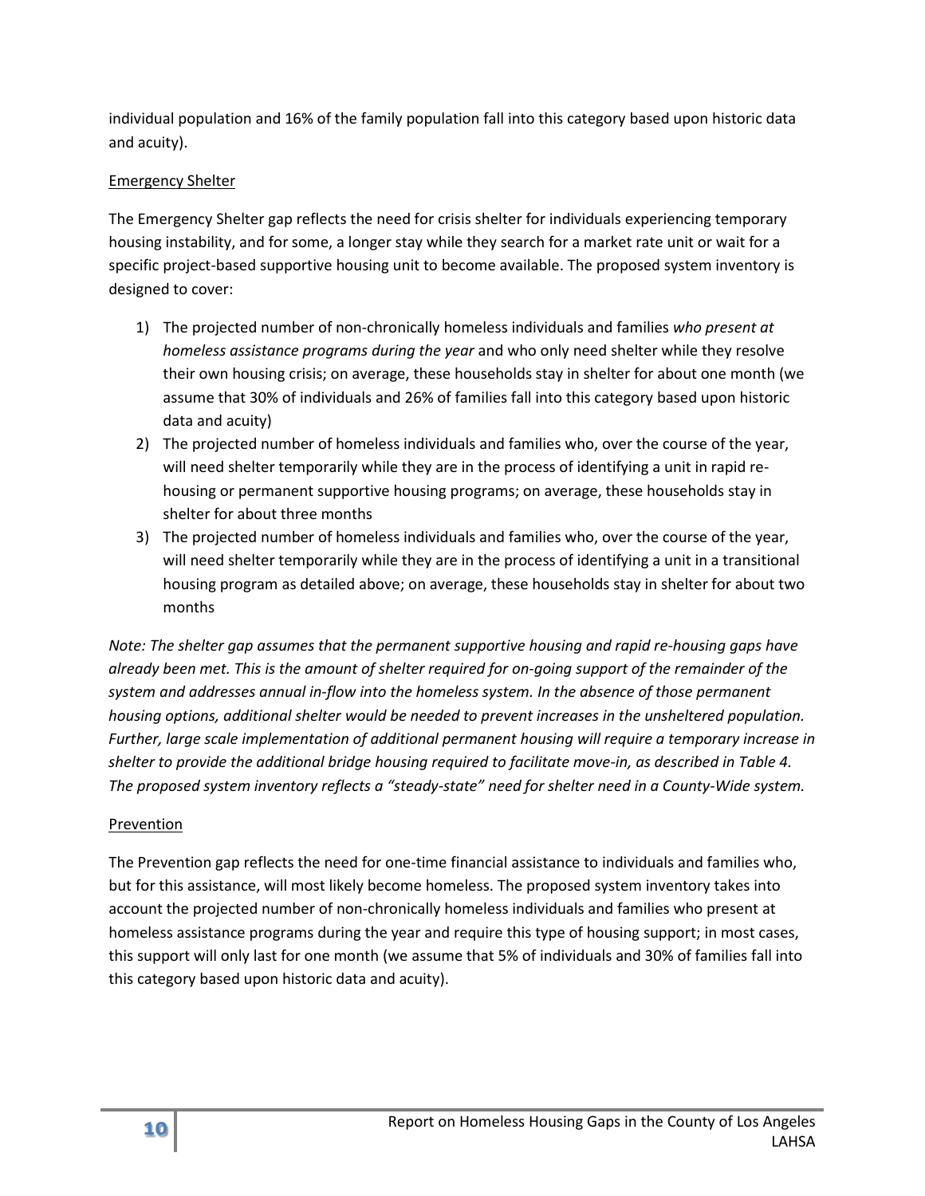individual population and 16% of the family population fall into this category based upon historic data and acuity).

Emergency Shelter

The Emergency Shelter gap reflects the need for crisis shelter for individuals experiencing temporary housing instability, and for some, a longer stay while they search for a market rate unit or wait for a specific project-based supportive housing unit to become available. The proposed system inventory is designed to cover:

1) The projected number of non-chronically homeless individuals and families *who present at homeless assistance programs during the year* and who only need shelter while they resolve their own housing crisis; on average, these households stay in shelter for about one month (we assume that 30% of individuals and 26% of families fall into this category based upon historic data and acuity)
2) The projected number of homeless individuals and families who, over the course of the year, will need shelter temporarily while they are in the process of identifying a unit in rapid re-housing or permanent supportive housing programs; on average, these households stay in shelter for about three months
3) The projected number of homeless individuals and families who, over the course of the year, will need shelter temporarily while they are in the process of identifying a unit in a transitional housing program as detailed above; on average, these households stay in shelter for about two months

*Note: The shelter gap assumes that the permanent supportive housing and rapid re-housing gaps have already been met. This is the amount of shelter required for on-going support of the remainder of the system and addresses annual in-flow into the homeless system. In the absence of those permanent housing options, additional shelter would be needed to prevent increases in the unsheltered population. Further, large scale implementation of additional permanent housing will require a temporary increase in shelter to provide the additional bridge housing required to facilitate move-in, as described in Table 4. The proposed system inventory reflects a "steady-state" need for shelter need in a County-Wide system.*

Prevention

The Prevention gap reflects the need for one-time financial assistance to individuals and families who, but for this assistance, will most likely become homeless. The proposed system inventory takes into account the projected number of non-chronically homeless individuals and families who present at homeless assistance programs during the year and require this type of housing support; in most cases, this support will only last for one month (we assume that 5% of individuals and 30% of families fall into this category based upon historic data and acuity).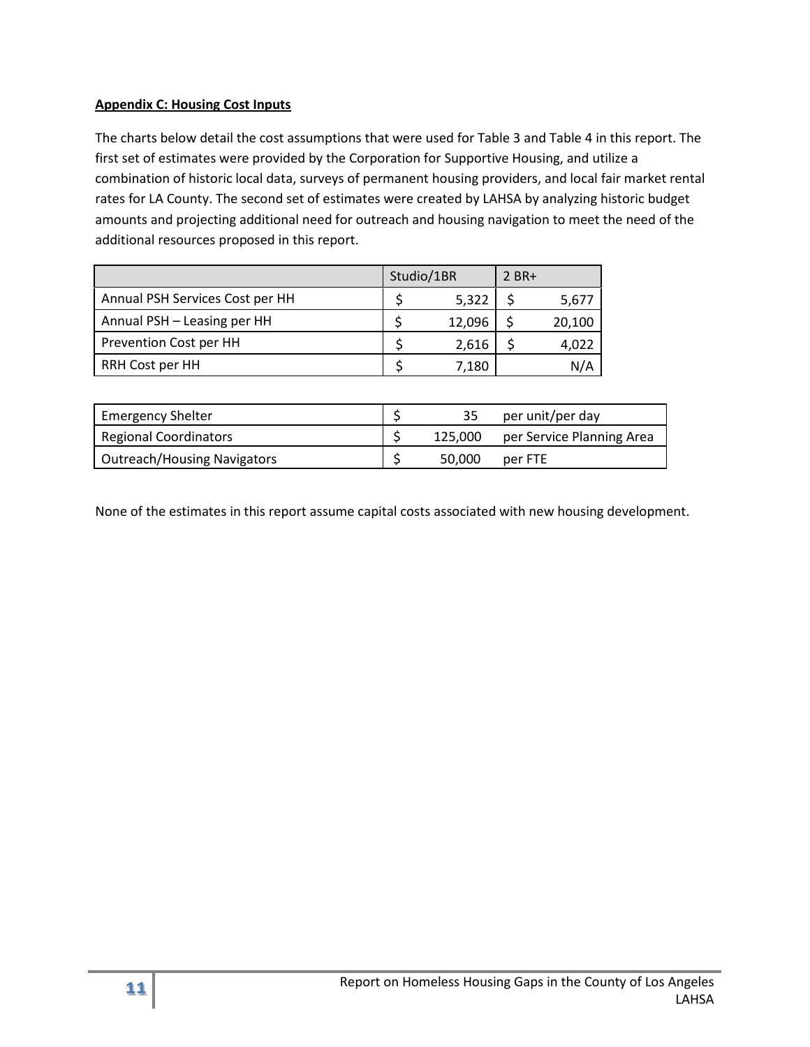**Appendix C: Housing Cost Inputs**

The charts below detail the cost assumptions that were used for Table 3 and Table 4 in this report. The first set of estimates were provided by the Corporation for Supportive Housing, and utilize a combination of historic local data, surveys of permanent housing providers, and local fair market rental rates for LA County. The second set of estimates were created by LAHSA by analyzing historic budget amounts and projecting additional need for outreach and housing navigation to meet the need of the additional resources proposed in this report.

| | Studio/1BR | 2 BR+ |
|---|---|---|
| Annual PSH Services Cost per HH | $ 5,322 | $ 5,677 |
| Annual PSH – Leasing per HH | $ 12,096 | $ 20,100 |
| Prevention Cost per HH | $ 2,616 | $ 4,022 |
| RRH Cost per HH | $ 7,180 | N/A |

| | | |
|---|---|---|
| Emergency Shelter | $ 35 | per unit/per day |
| Regional Coordinators | $ 125,000 | per Service Planning Area |
| Outreach/Housing Navigators | $ 50,000 | per FTE |

None of the estimates in this report assume capital costs associated with new housing development.